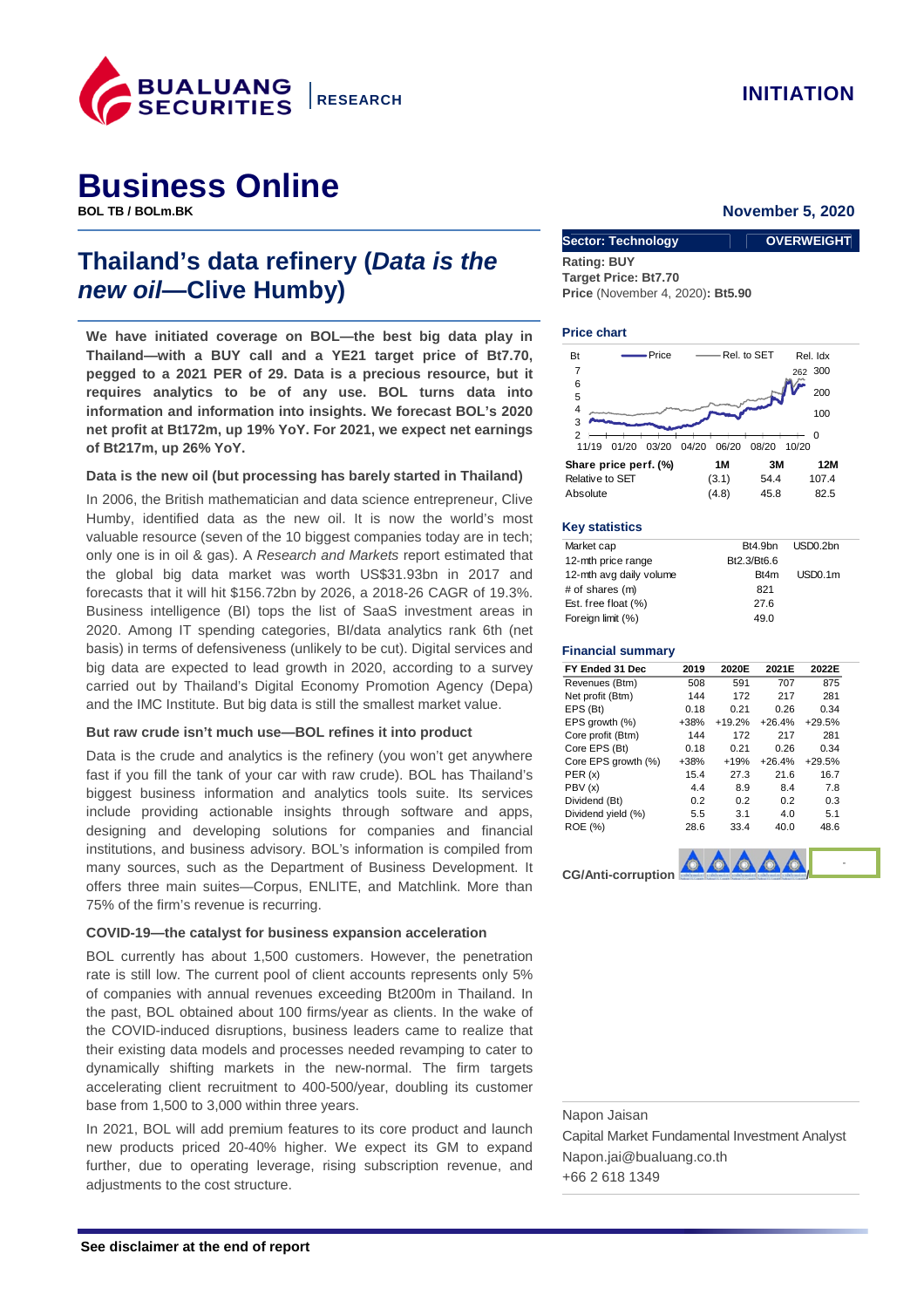INITIATION

# Business Online

**BOL TB / BOLm.BK**

**November 5, 2020**

## Thailand's data refinery (*Data is the new oil*—Clive Humby)

**We have initiated coverage on BOL—the best big data play in Thailand—with a BUY call and a YE21 target price of Bt7.70, pegged to a 2021 PER of 29. Data is a precious resource, but it requires analytics to be of any use. BOL turns data into information and information into insights. We forecast BOL's 2020 net profit at Bt172m, up 19% YoY. For 2021, we expect net earnings of Bt217m, up 26% YoY.**

### Data is the new oil (but processing has barely started in Thailand)

In 2006, the British mathematician and data science entrepreneur, Clive Humby, identified data as the new oil. It is now the world's most valuable resource (seven of the 10 biggest companies today are in tech; only one is in oil & gas). A *Research and Markets* report estimated that the global big data market was worth US$31.93bn in 2017 and forecasts that it will hit $156.72bn by 2026, a 2018-26 CAGR of 19.3%. Business intelligence (BI) tops the list of SaaS investment areas in 2020. Among IT spending categories, BI/data analytics rank 6th (net basis) in terms of defensiveness (unlikely to be cut). Digital services and big data are expected to lead growth in 2020, according to a survey carried out by Thailand's Digital Economy Promotion Agency (Depa) and the IMC Institute. But big data is still the smallest market value.

### But raw crude isn't much use—BOL refines it into product

Data is the crude and analytics is the refinery (you won't get anywhere fast if you fill the tank of your car with raw crude). BOL has Thailand's biggest business information and analytics tools suite. Its services include providing actionable insights through software and apps, designing and developing solutions for companies and financial institutions, and business advisory. BOL's information is compiled from many sources, such as the Department of Business Development. It offers three main suites—Corpus, ENLITE, and Matchlink. More than 75% of the firm's revenue is recurring.

### COVID-19—the catalyst for business expansion acceleration

BOL currently has about 1,500 customers. However, the penetration rate is still low. The current pool of client accounts represents only 5% of companies with annual revenues exceeding Bt200m in Thailand. In the past, BOL obtained about 100 firms/year as clients. In the wake of the COVID-induced disruptions, business leaders came to realize that their existing data models and processes needed revamping to cater to dynamically shifting markets in the new-normal. The firm targets accelerating client recruitment to 400-500/year, doubling its customer base from 1,500 to 3,000 within three years.

In 2021, BOL will add premium features to its core product and launch new products priced 20-40% higher. We expect its GM to expand further, due to operating leverage, rising subscription revenue, and adjustments to the cost structure.

| Sector: Technology | OVERWEIGHT |
|---|---|

**Rating: BUY**
**Target Price: Bt7.70**
**Price** (November 4, 2020)**: Bt5.90**

**Price chart**

| Share price perf. (%) | 1M | 3M | 12M |
|---|---|---|---|
| Relative to SET | (3.1) | 54.4 | 107.4 |
| Absolute | (4.8) | 45.8 | 82.5 |

**Key statistics**

| | | |
|---|---|---|
| Market cap | Bt4.9bn | USD0.2bn |
| 12-mth price range | Bt2.3/Bt6.6 | |
| 12-mth avg daily volume | Bt4m | USD0.1m |
| # of shares (m) | 821 | |
| Est. free float (%) | 27.6 | |
| Foreign limit (%) | 49.0 | |

**Financial summary**

| FY Ended 31 Dec | 2019 | 2020E | 2021E | 2022E |
|---|---|---|---|---|
| Revenues (Btm) | 508 | 591 | 707 | 875 |
| Net profit (Btm) | 144 | 172 | 217 | 281 |
| EPS (Bt) | 0.18 | 0.21 | 0.26 | 0.34 |
| EPS growth (%) | +38% | +19.2% | +26.4% | +29.5% |
| Core profit (Btm) | 144 | 172 | 217 | 281 |
| Core EPS (Bt) | 0.18 | 0.21 | 0.26 | 0.34 |
| Core EPS growth (%) | +38% | +19% | +26.4% | +29.5% |
| PER (x) | 15.4 | 27.3 | 21.6 | 16.7 |
| PBV (x) | 4.4 | 8.9 | 8.4 | 7.8 |
| Dividend (Bt) | 0.2 | 0.2 | 0.2 | 0.3 |
| Dividend yield (%) | 5.5 | 3.1 | 4.0 | 5.1 |
| ROE (%) | 28.6 | 33.4 | 40.0 | 48.6 |

**CG/Anti-corruption** -

Napon Jaisan
Capital Market Fundamental Investment Analyst
Napon.jai@bualuang.co.th
+66 2 618 1349

**See disclaimer at the end of report**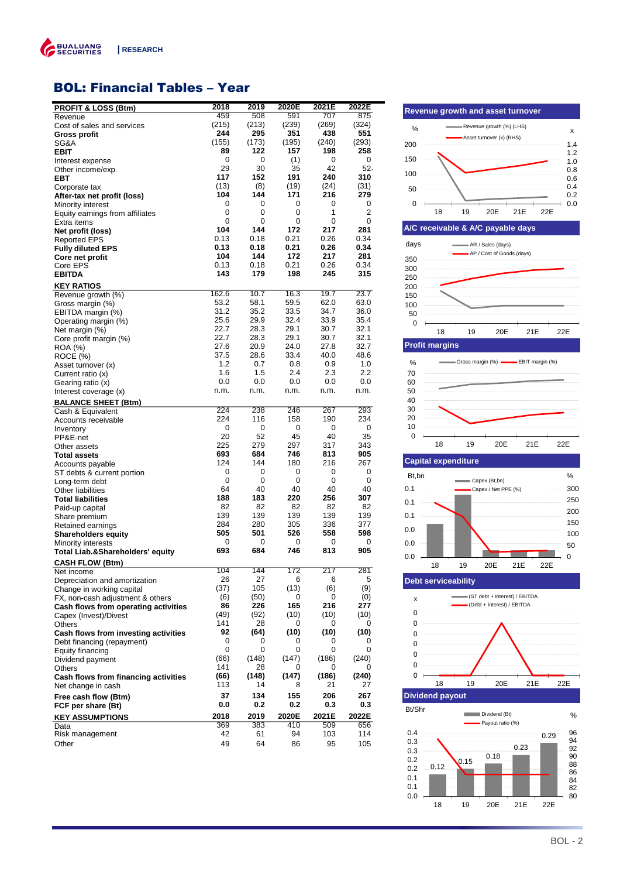# BOL: Financial Tables – Year

| PROFIT & LOSS (Btm) | 2018 | 2019 | 2020E | 2021E | 2022E |
|---|---|---|---|---|---|
| Revenue | 459 | 508 | 591 | 707 | 875 |
| Cost of sales and services | (215) | (213) | (239) | (269) | (324) |
| **Gross profit** | **244** | **295** | **351** | **438** | **551** |
| SG&A | (155) | (173) | (195) | (240) | (293) |
| **EBIT** | **89** | **122** | **157** | **198** | **258** |
| Interest expense | 0 | 0 | (1) | 0 | 0 |
| Other income/exp. | 29 | 30 | 35 | 42 | 52 |
| **EBT** | **117** | **152** | **191** | **240** | **310** |
| Corporate tax | (13) | (8) | (19) | (24) | (31) |
| **After-tax net profit (loss)** | **104** | **144** | **171** | **216** | **279** |
| Minority interest | 0 | 0 | 0 | 0 | 0 |
| Equity earnings from affiliates | 0 | 0 | 0 | 1 | 2 |
| Extra items | 0 | 0 | 0 | 0 | 0 |
| **Net profit (loss)** | **104** | **144** | **172** | **217** | **281** |
| Reported EPS | 0.13 | 0.18 | 0.21 | 0.26 | 0.34 |
| **Fully diluted EPS** | **0.13** | **0.18** | **0.21** | **0.26** | **0.34** |
| **Core net profit** | **104** | **144** | **172** | **217** | **281** |
| Core EPS | 0.13 | 0.18 | 0.21 | 0.26 | 0.34 |
| **EBITDA** | **143** | **179** | **198** | **245** | **315** |
| **KEY RATIOS** | | | | | |
| Revenue growth (%) | 162.6 | 10.7 | 16.3 | 19.7 | 23.7 |
| Gross margin (%) | 53.2 | 58.1 | 59.5 | 62.0 | 63.0 |
| EBITDA margin (%) | 31.2 | 35.2 | 33.5 | 34.7 | 36.0 |
| Operating margin (%) | 25.6 | 29.9 | 32.4 | 33.9 | 35.4 |
| Net margin (%) | 22.7 | 28.3 | 29.1 | 30.7 | 32.1 |
| Core profit margin (%) | 22.7 | 28.3 | 29.1 | 30.7 | 32.1 |
| ROA (%) | 27.6 | 20.9 | 24.0 | 27.8 | 32.7 |
| ROCE (%) | 37.5 | 28.6 | 33.4 | 40.0 | 48.6 |
| Asset turnover (x) | 1.2 | 0.7 | 0.8 | 0.9 | 1.0 |
| Current ratio (x) | 1.6 | 1.5 | 2.4 | 2.3 | 2.2 |
| Gearing ratio (x) | 0.0 | 0.0 | 0.0 | 0.0 | 0.0 |
| Interest coverage (x) | n.m. | n.m. | n.m. | n.m. | n.m. |
| **BALANCE SHEET (Btm)** | | | | | |
| Cash & Equivalent | 224 | 238 | 246 | 267 | 293 |
| Accounts receivable | 224 | 116 | 158 | 190 | 234 |
| Inventory | 0 | 0 | 0 | 0 | 0 |
| PP&E-net | 20 | 52 | 45 | 40 | 35 |
| Other assets | 225 | 279 | 297 | 317 | 343 |
| **Total assets** | **693** | **684** | **746** | **813** | **905** |
| Accounts payable | 124 | 144 | 180 | 216 | 267 |
| ST debts & current portion | 0 | 0 | 0 | 0 | 0 |
| Long-term debt | 0 | 0 | 0 | 0 | 0 |
| Other liabilities | 64 | 40 | 40 | 40 | 40 |
| **Total liabilities** | **188** | **183** | **220** | **256** | **307** |
| Paid-up capital | 82 | 82 | 82 | 82 | 82 |
| Share premium | 139 | 139 | 139 | 139 | 139 |
| Retained earnings | 284 | 280 | 305 | 336 | 377 |
| **Shareholders equity** | **505** | **501** | **526** | **558** | **598** |
| Minority interests | 0 | 0 | 0 | 0 | 0 |
| **Total Liab.&Shareholders' equity** | **693** | **684** | **746** | **813** | **905** |
| **CASH FLOW (Btm)** | | | | | |
| Net income | 104 | 144 | 172 | 217 | 281 |
| Depreciation and amortization | 26 | 27 | 6 | 6 | 5 |
| Change in working capital | (37) | 105 | (13) | (6) | (9) |
| FX, non-cash adjustment & others | (6) | (50) | 0 | 0 | (0) |
| **Cash flows from operating activities** | **86** | **226** | **165** | **216** | **277** |
| Capex (Invest)/Divest | (49) | (92) | (10) | (10) | (10) |
| Others | 141 | 28 | 0 | 0 | 0 |
| **Cash flows from investing activities** | **92** | **(64)** | **(10)** | **(10)** | **(10)** |
| Debt financing (repayment) | 0 | 0 | 0 | 0 | 0 |
| Equity financing | 0 | 0 | 0 | 0 | 0 |
| Dividend payment | (66) | (148) | (147) | (186) | (240) |
| Others | 141 | 28 | 0 | 0 | 0 |
| **Cash flows from financing activities** | **(66)** | **(148)** | **(147)** | **(186)** | **(240)** |
| Net change in cash | 113 | 14 | 8 | 21 | 27 |
| **Free cash flow (Btm)** | **37** | **134** | **155** | **206** | **267** |
| **FCF per share (Bt)** | **0.0** | **0.2** | **0.2** | **0.3** | **0.3** |
| **KEY ASSUMPTIONS** | **2018** | **2019** | **2020E** | **2021E** | **2022E** |
| Data | 369 | 383 | 410 | 509 | 656 |
| Risk management | 42 | 61 | 94 | 103 | 114 |
| Other | 49 | 64 | 86 | 95 | 105 |

**Revenue growth and asset turnover**

**A/C receivable & A/C payable days**

**Profit margins**

**Capital expenditure**

**Debt serviceability**

**Dividend payout**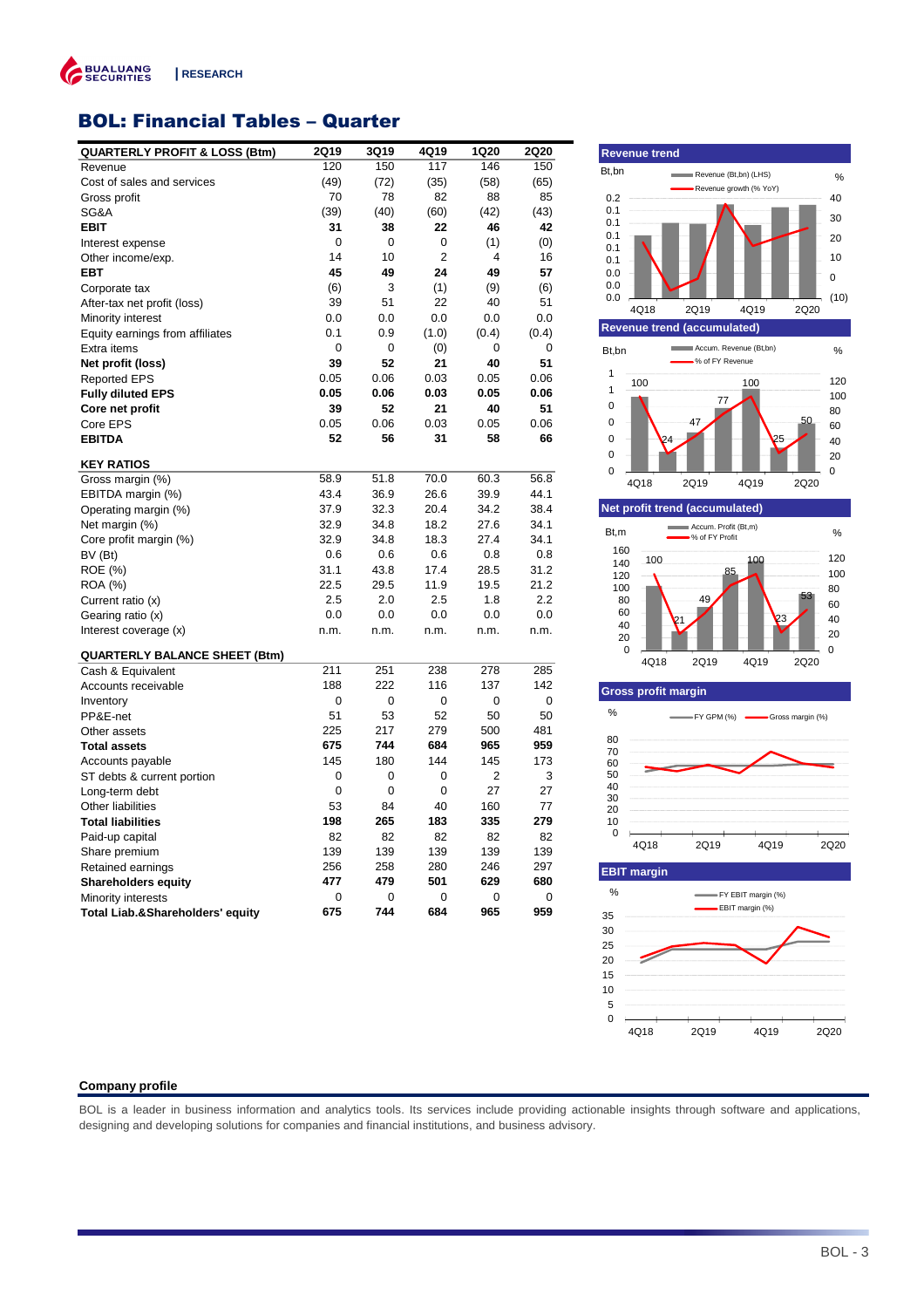## BOL: Financial Tables – Quarter

| QUARTERLY PROFIT & LOSS (Btm) | 2Q19 | 3Q19 | 4Q19 | 1Q20 | 2Q20 |
|---|---|---|---|---|---|
| Revenue | 120 | 150 | 117 | 146 | 150 |
| Cost of sales and services | (49) | (72) | (35) | (58) | (65) |
| Gross profit | 70 | 78 | 82 | 88 | 85 |
| SG&A | (39) | (40) | (60) | (42) | (43) |
| **EBIT** | **31** | **38** | **22** | **46** | **42** |
| Interest expense | 0 | 0 | 0 | (1) | (0) |
| Other income/exp. | 14 | 10 | 2 | 4 | 16 |
| **EBT** | **45** | **49** | **24** | **49** | **57** |
| Corporate tax | (6) | 3 | (1) | (9) | (6) |
| After-tax net profit (loss) | 39 | 51 | 22 | 40 | 51 |
| Minority interest | 0.0 | 0.0 | 0.0 | 0.0 | 0.0 |
| Equity earnings from affiliates | 0.1 | 0.9 | (1.0) | (0.4) | (0.4) |
| Extra items | 0 | 0 | (0) | 0 | 0 |
| **Net profit (loss)** | **39** | **52** | **21** | **40** | **51** |
| Reported EPS | 0.05 | 0.06 | 0.03 | 0.05 | 0.06 |
| **Fully diluted EPS** | **0.05** | **0.06** | **0.03** | **0.05** | **0.06** |
| **Core net profit** | **39** | **52** | **21** | **40** | **51** |
| Core EPS | 0.05 | 0.06 | 0.03 | 0.05 | 0.06 |
| **EBITDA** | **52** | **56** | **31** | **58** | **66** |

| KEY RATIOS | | | | | |
|---|---|---|---|---|---|
| Gross margin (%) | 58.9 | 51.8 | 70.0 | 60.3 | 56.8 |
| EBITDA margin (%) | 43.4 | 36.9 | 26.6 | 39.9 | 44.1 |
| Operating margin (%) | 37.9 | 32.3 | 20.4 | 34.2 | 38.4 |
| Net margin (%) | 32.9 | 34.8 | 18.2 | 27.6 | 34.1 |
| Core profit margin (%) | 32.9 | 34.8 | 18.3 | 27.4 | 34.1 |
| BV (Bt) | 0.6 | 0.6 | 0.6 | 0.8 | 0.8 |
| ROE (%) | 31.1 | 43.8 | 17.4 | 28.5 | 31.2 |
| ROA (%) | 22.5 | 29.5 | 11.9 | 19.5 | 21.2 |
| Current ratio (x) | 2.5 | 2.0 | 2.5 | 1.8 | 2.2 |
| Gearing ratio (x) | 0.0 | 0.0 | 0.0 | 0.0 | 0.0 |
| Interest coverage (x) | n.m. | n.m. | n.m. | n.m. | n.m. |

| QUARTERLY BALANCE SHEET (Btm) | | | | | |
|---|---|---|---|---|---|
| Cash & Equivalent | 211 | 251 | 238 | 278 | 285 |
| Accounts receivable | 188 | 222 | 116 | 137 | 142 |
| Inventory | 0 | 0 | 0 | 0 | 0 |
| PP&E-net | 51 | 53 | 52 | 50 | 50 |
| Other assets | 225 | 217 | 279 | 500 | 481 |
| **Total assets** | **675** | **744** | **684** | **965** | **959** |
| Accounts payable | 145 | 180 | 144 | 145 | 173 |
| ST debts & current portion | 0 | 0 | 0 | 2 | 3 |
| Long-term debt | 0 | 0 | 0 | 27 | 27 |
| Other liabilities | 53 | 84 | 40 | 160 | 77 |
| **Total liabilities** | **198** | **265** | **183** | **335** | **279** |
| Paid-up capital | 82 | 82 | 82 | 82 | 82 |
| Share premium | 139 | 139 | 139 | 139 | 139 |
| Retained earnings | 256 | 258 | 280 | 246 | 297 |
| **Shareholders equity** | **477** | **479** | **501** | **629** | **680** |
| Minority interests | 0 | 0 | 0 | 0 | 0 |
| **Total Liab.&Shareholders' equity** | **675** | **744** | **684** | **965** | **959** |

**Revenue trend**

**Revenue trend (accumulated)**

**Net profit trend (accumulated)**

**Gross profit margin**

**EBIT margin**

### Company profile

BOL is a leader in business information and analytics tools. Its services include providing actionable insights through software and applications, designing and developing solutions for companies and financial institutions, and business advisory.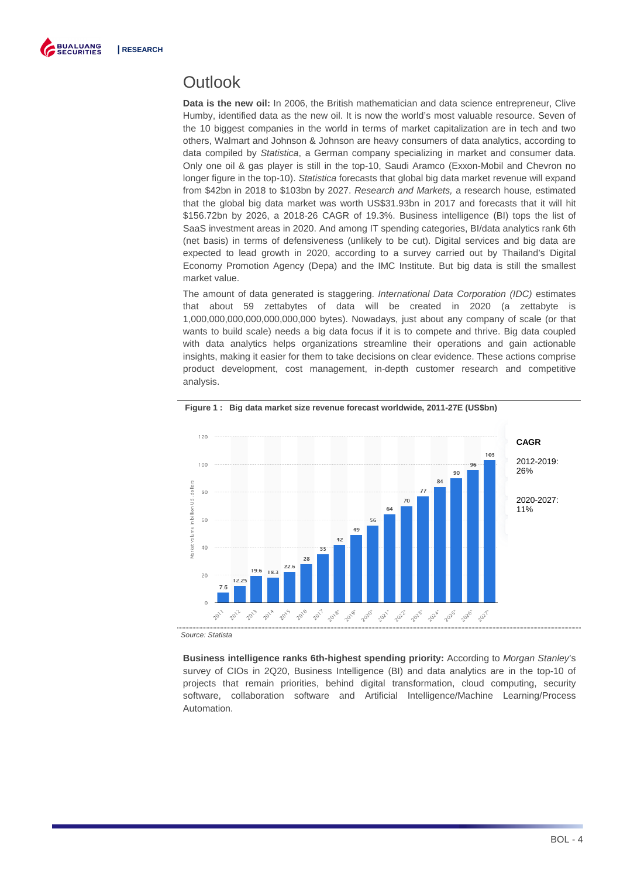# Outlook

**Data is the new oil:** In 2006, the British mathematician and data science entrepreneur, Clive Humby, identified data as the new oil. It is now the world's most valuable resource. Seven of the 10 biggest companies in the world in terms of market capitalization are in tech and two others, Walmart and Johnson & Johnson are heavy consumers of data analytics, according to data compiled by *Statistica*, a German company specializing in market and consumer data. Only one oil & gas player is still in the top-10, Saudi Aramco (Exxon-Mobil and Chevron no longer figure in the top-10). *Statistica* forecasts that global big data market revenue will expand from $42bn in 2018 to $103bn by 2027. *Research and Markets,* a research house*,* estimated that the global big data market was worth US$31.93bn in 2017 and forecasts that it will hit $156.72bn by 2026, a 2018-26 CAGR of 19.3%. Business intelligence (BI) tops the list of SaaS investment areas in 2020. And among IT spending categories, BI/data analytics rank 6th (net basis) in terms of defensiveness (unlikely to be cut). Digital services and big data are expected to lead growth in 2020, according to a survey carried out by Thailand's Digital Economy Promotion Agency (Depa) and the IMC Institute. But big data is still the smallest market value.

The amount of data generated is staggering. *International Data Corporation (IDC)* estimates that about 59 zettabytes of data will be created in 2020 (a zettabyte is 1,000,000,000,000,000,000,000 bytes). Nowadays, just about any company of scale (or that wants to build scale) needs a big data focus if it is to compete and thrive. Big data coupled with data analytics helps organizations streamline their operations and gain actionable insights, making it easier for them to take decisions on clear evidence. These actions comprise product development, cost management, in-depth customer research and competitive analysis.

**Figure 1 : Big data market size revenue forecast worldwide, 2011-27E (US$bn)**

| Year | Market volume (US$bn) |
|---|---|
| 2011 | 7.6 |
| 2012 | 12.25 |
| 2013 | 19.6 |
| 2014 | 18.3 |
| 2015 | 22.6 |
| 2016 | 28 |
| 2017 | 35 |
| 2018* | 42 |
| 2019* | 49 |
| 2020* | 56 |
| 2021* | 64 |
| 2022* | 70 |
| 2023* | 77 |
| 2024* | 84 |
| 2025* | 90 |
| 2026* | 96 |
| 2027* | 103 |

**CAGR**

2012-2019: 26%

2020-2027: 11%

*Source: Statista*

**Business intelligence ranks 6th-highest spending priority:** According to *Morgan Stanley*'s survey of CIOs in 2Q20, Business Intelligence (BI) and data analytics are in the top-10 of projects that remain priorities, behind digital transformation, cloud computing, security software, collaboration software and Artificial Intelligence/Machine Learning/Process Automation.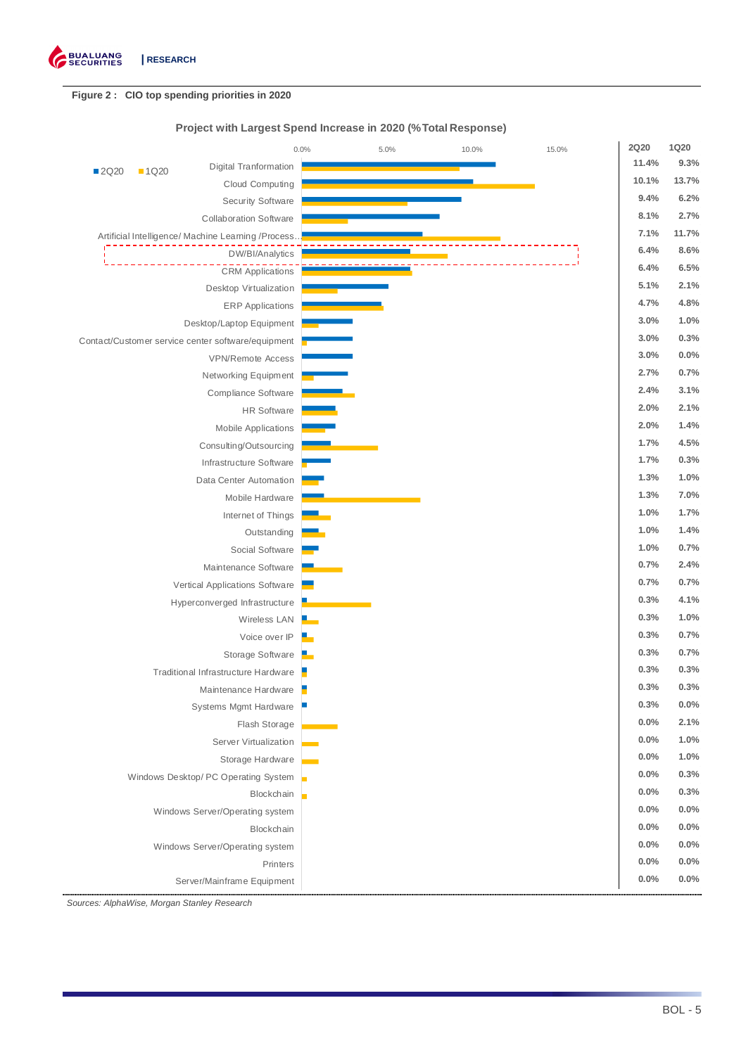**Figure 2 : CIO top spending priorities in 2020**

**Project with Largest Spend Increase in 2020 (%Total Response)**

| Project | 2Q20 | 1Q20 |
|---|---|---|
| Digital Tranformation | 11.4% | 9.3% |
| Cloud Computing | 10.1% | 13.7% |
| Security Software | 9.4% | 6.2% |
| Collaboration Software | 8.1% | 2.7% |
| Artificial Intelligence/ Machine Learning /Process... | 7.1% | 11.7% |
| DW/BI/Analytics | 6.4% | 8.6% |
| CRM Applications | 6.4% | 6.5% |
| Desktop Virtualization | 5.1% | 2.1% |
| ERP Applications | 4.7% | 4.8% |
| Desktop/Laptop Equipment | 3.0% | 1.0% |
| Contact/Customer service center software/equipment | 3.0% | 0.3% |
| VPN/Remote Access | 3.0% | 0.0% |
| Networking Equipment | 2.7% | 0.7% |
| Compliance Software | 2.4% | 3.1% |
| HR Software | 2.0% | 2.1% |
| Mobile Applications | 2.0% | 1.4% |
| Consulting/Outsourcing | 1.7% | 4.5% |
| Infrastructure Software | 1.7% | 0.3% |
| Data Center Automation | 1.3% | 1.0% |
| Mobile Hardware | 1.3% | 7.0% |
| Internet of Things | 1.0% | 1.7% |
| Outstanding | 1.0% | 1.4% |
| Social Software | 1.0% | 0.7% |
| Maintenance Software | 0.7% | 2.4% |
| Vertical Applications Software | 0.7% | 0.7% |
| Hyperconverged Infrastructure | 0.3% | 4.1% |
| Wireless LAN | 0.3% | 1.0% |
| Voice over IP | 0.3% | 0.7% |
| Storage Software | 0.3% | 0.7% |
| Traditional Infrastructure Hardware | 0.3% | 0.3% |
| Maintenance Hardware | 0.3% | 0.3% |
| Systems Mgmt Hardware | 0.3% | 0.0% |
| Flash Storage | 0.0% | 2.1% |
| Server Virtualization | 0.0% | 1.0% |
| Storage Hardware | 0.0% | 1.0% |
| Windows Desktop/ PC Operating System | 0.0% | 0.3% |
| Blockchain | 0.0% | 0.3% |
| Windows Server/Operating system | 0.0% | 0.0% |
| Blockchain | 0.0% | 0.0% |
| Windows Server/Operating system | 0.0% | 0.0% |
| Printers | 0.0% | 0.0% |
| Server/Mainframe Equipment | 0.0% | 0.0% |

*Sources: AlphaWise, Morgan Stanley Research*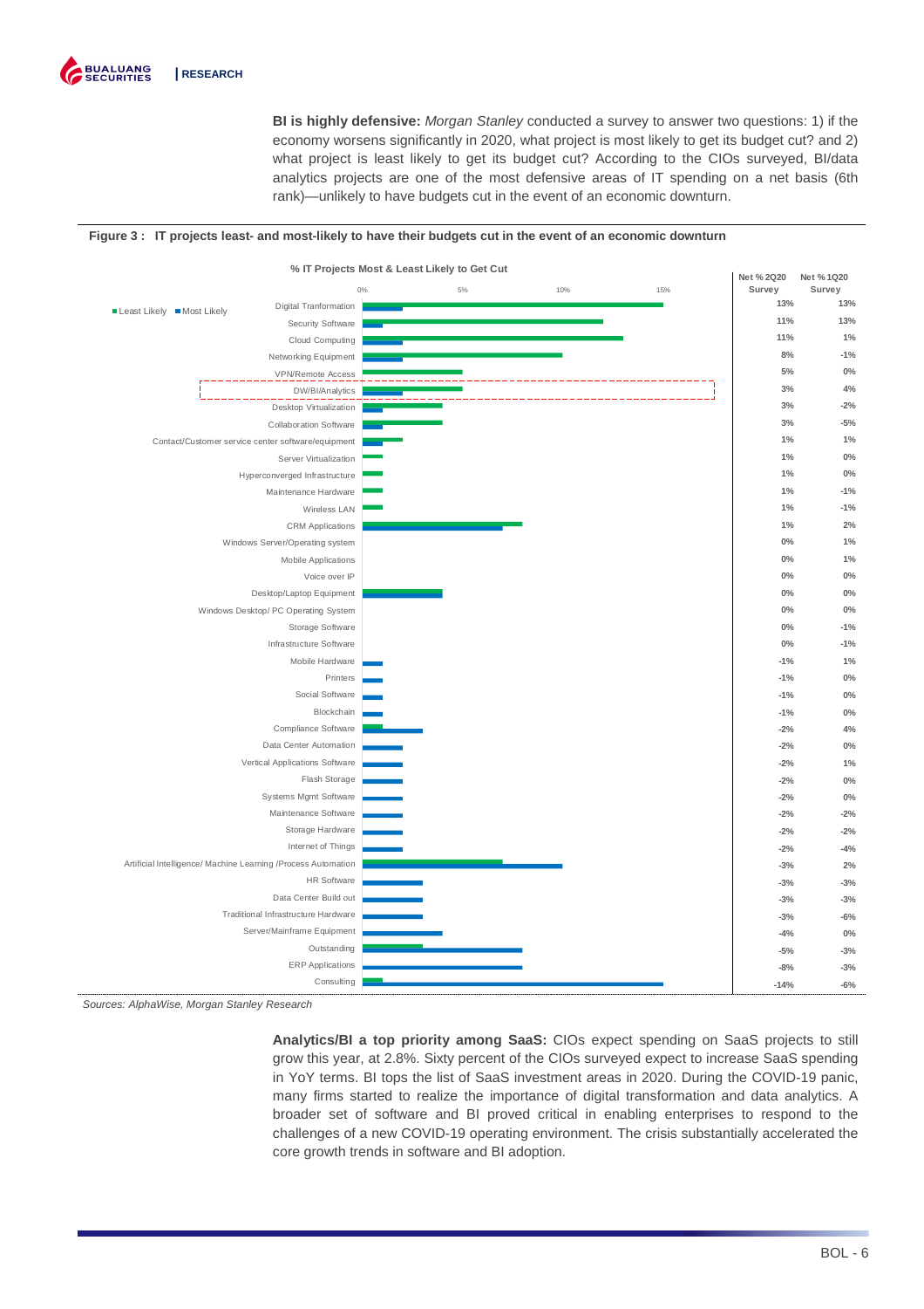**BI is highly defensive:** *Morgan Stanley* conducted a survey to answer two questions: 1) if the economy worsens significantly in 2020, what project is most likely to get its budget cut? and 2) what project is least likely to get its budget cut? According to the CIOs surveyed, BI/data analytics projects are one of the most defensive areas of IT spending on a net basis (6th rank)—unlikely to have budgets cut in the event of an economic downturn.

**Figure 3 : IT projects least- and most-likely to have their budgets cut in the event of an economic downturn**

**% IT Projects Most & Least Likely to Get Cut**

| IT Project | Net % 2Q20 Survey | Net % 1Q20 Survey |
|---|---|---|
| Digital Tranformation | 13% | 13% |
| Security Software | 11% | 13% |
| Cloud Computing | 11% | 1% |
| Networking Equipment | 8% | -1% |
| VPN/Remote Access | 5% | 0% |
| DW/BI/Analytics | 3% | 4% |
| Desktop Virtualization | 3% | -2% |
| Collaboration Software | 3% | -5% |
| Contact/Customer service center software/equipment | 1% | 1% |
| Server Virtualization | 1% | 0% |
| Hyperconverged Infrastructure | 1% | 0% |
| Maintenance Hardware | 1% | -1% |
| Wireless LAN | 1% | -1% |
| CRM Applications | 1% | 2% |
| Windows Server/Operating system | 0% | 1% |
| Mobile Applications | 0% | 1% |
| Voice over IP | 0% | 0% |
| Desktop/Laptop Equipment | 0% | 0% |
| Windows Desktop/ PC Operating System | 0% | 0% |
| Storage Software | 0% | -1% |
| Infrastructure Software | 0% | -1% |
| Mobile Hardware | -1% | 1% |
| Printers | -1% | 0% |
| Social Software | -1% | 0% |
| Blockchain | -1% | 0% |
| Compliance Software | -2% | 4% |
| Data Center Automation | -2% | 0% |
| Vertical Applications Software | -2% | 1% |
| Flash Storage | -2% | 0% |
| Systems Mgmt Software | -2% | 0% |
| Maintenance Software | -2% | -2% |
| Storage Hardware | -2% | -2% |
| Internet of Things | -2% | -4% |
| Artificial Intelligence/ Machine Learning /Process Automation | -3% | 2% |
| HR Software | -3% | -3% |
| Data Center Build out | -3% | -3% |
| Traditional Infrastructure Hardware | -3% | -6% |
| Server/Mainframe Equipment | -4% | 0% |
| Outstanding | -5% | -3% |
| ERP Applications | -8% | -3% |
| Consulting | -14% | -6% |

*Sources: AlphaWise, Morgan Stanley Research*

**Analytics/BI a top priority among SaaS:** CIOs expect spending on SaaS projects to still grow this year, at 2.8%. Sixty percent of the CIOs surveyed expect to increase SaaS spending in YoY terms. BI tops the list of SaaS investment areas in 2020. During the COVID-19 panic, many firms started to realize the importance of digital transformation and data analytics. A broader set of software and BI proved critical in enabling enterprises to respond to the challenges of a new COVID-19 operating environment. The crisis substantially accelerated the core growth trends in software and BI adoption.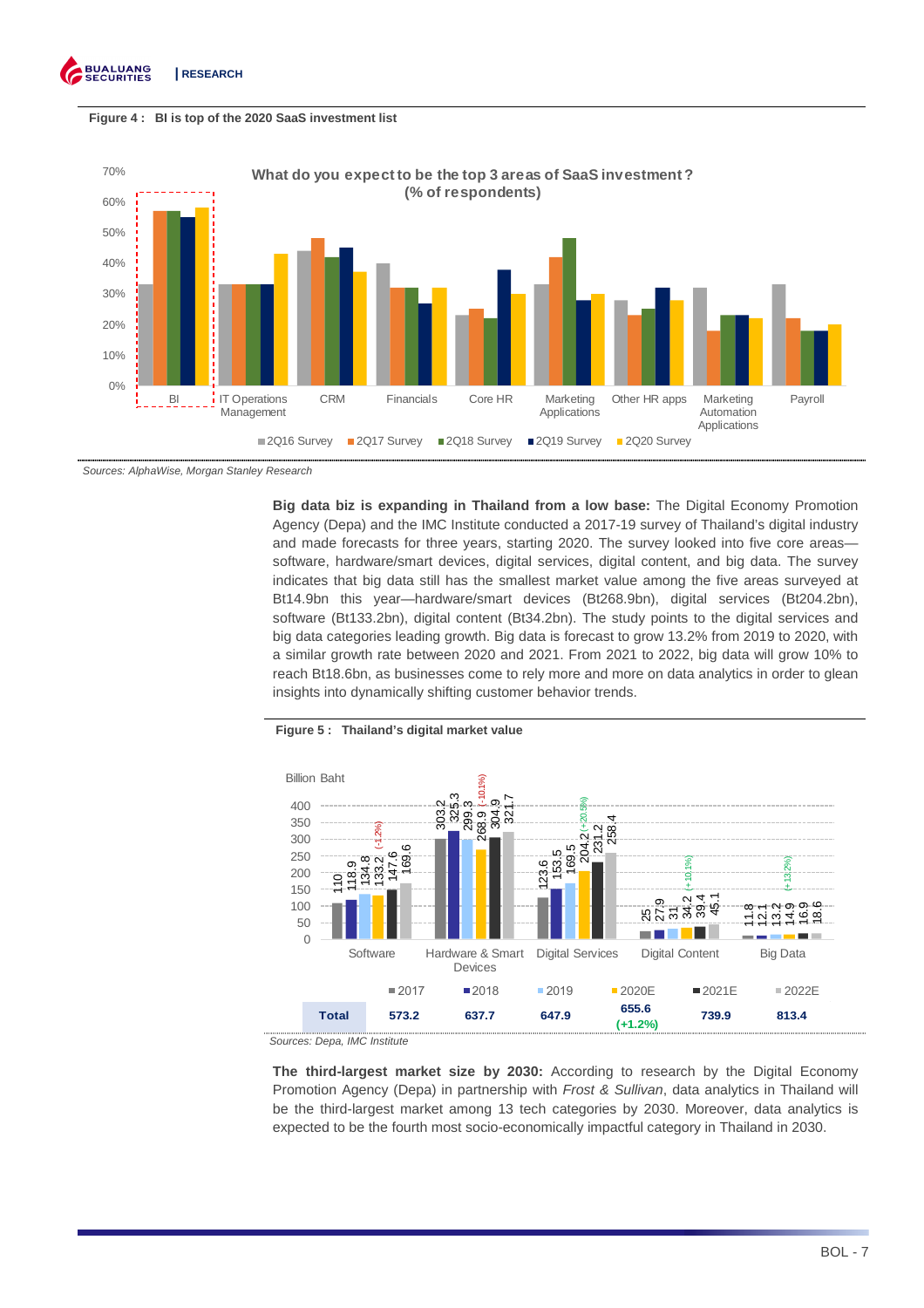**Figure 4 : BI is top of the 2020 SaaS investment list**

What do you expect to be the top 3 areas of SaaS investment? (% of respondents)

Sources: AlphaWise, Morgan Stanley Research

**Big data biz is expanding in Thailand from a low base:** The Digital Economy Promotion Agency (Depa) and the IMC Institute conducted a 2017-19 survey of Thailand's digital industry and made forecasts for three years, starting 2020. The survey looked into five core areas—software, hardware/smart devices, digital services, digital content, and big data. The survey indicates that big data still has the smallest market value among the five areas surveyed at Bt14.9bn this year—hardware/smart devices (Bt268.9bn), digital services (Bt204.2bn), software (Bt133.2bn), digital content (Bt34.2bn). The study points to the digital services and big data categories leading growth. Big data is forecast to grow 13.2% from 2019 to 2020, with a similar growth rate between 2020 and 2021. From 2021 to 2022, big data will grow 10% to reach Bt18.6bn, as businesses come to rely more and more on data analytics in order to glean insights into dynamically shifting customer behavior trends.

**Figure 5 : Thailand's digital market value**

Billion Baht

| | 2017 | 2018 | 2019 | 2020E | 2021E | 2022E |
|---|---|---|---|---|---|---|
| Software | 110 | 118.9 | 134.8 | 133.2 (-1.2%) | 147.6 | 169.6 |
| Hardware & Smart Devices | 303.2 | 325.3 | 299.3 | 268.9 (-10.1%) | 304.9 | 321.7 |
| Digital Services | 123.6 | 153.5 | 169.5 | 204.2 (+20.5%) | 231.2 | 258.4 |
| Digital Content | 25 | 27.9 | 31 | 34.2 (+10.1%) | 39.4 | 45.1 |
| Big Data | 11.8 | 12.1 | 13.2 | 14.9 (+13.2%) | 16.9 | 18.6 |
| **Total** | **573.2** | **637.7** | **647.9** | **655.6 (+1.2%)** | **739.9** | **813.4** |

Sources: Depa, IMC Institute

**The third-largest market size by 2030:** According to research by the Digital Economy Promotion Agency (Depa) in partnership with *Frost & Sullivan*, data analytics in Thailand will be the third-largest market among 13 tech categories by 2030. Moreover, data analytics is expected to be the fourth most socio-economically impactful category in Thailand in 2030.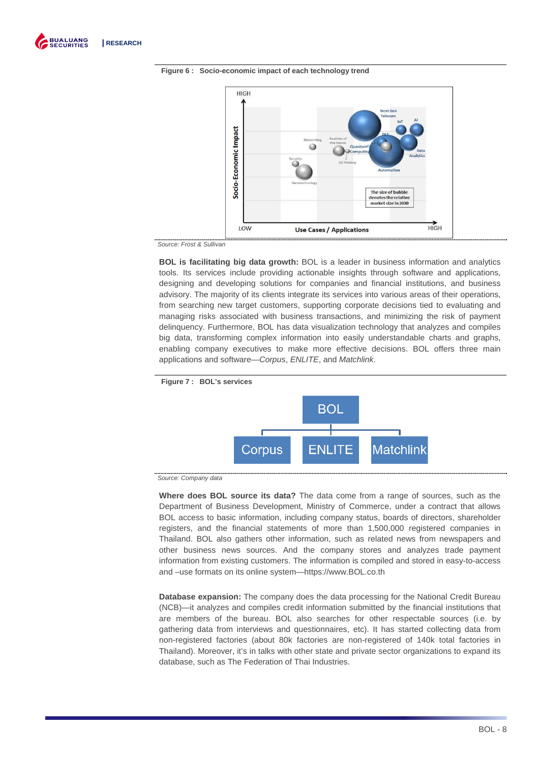**Figure 6 : Socio-economic impact of each technology trend**

Source: Frost & Sullivan

**BOL is facilitating big data growth:** BOL is a leader in business information and analytics tools. Its services include providing actionable insights through software and applications, designing and developing solutions for companies and financial institutions, and business advisory. The majority of its clients integrate its services into various areas of their operations, from searching new target customers, supporting corporate decisions tied to evaluating and managing risks associated with business transactions, and minimizing the risk of payment delinquency. Furthermore, BOL has data visualization technology that analyzes and compiles big data, transforming complex information into easily understandable charts and graphs, enabling company executives to make more effective decisions. BOL offers three main applications and software—*Corpus*, *ENLITE*, and *Matchlink*.

**Figure 7 : BOL's services**

Source: Company data

**Where does BOL source its data?** The data come from a range of sources, such as the Department of Business Development, Ministry of Commerce, under a contract that allows BOL access to basic information, including company status, boards of directors, shareholder registers, and the financial statements of more than 1,500,000 registered companies in Thailand. BOL also gathers other information, such as related news from newspapers and other business news sources. And the company stores and analyzes trade payment information from existing customers. The information is compiled and stored in easy-to-access and –use formats on its online system—https://www.BOL.co.th

**Database expansion:** The company does the data processing for the National Credit Bureau (NCB)—it analyzes and compiles credit information submitted by the financial institutions that are members of the bureau. BOL also searches for other respectable sources (i.e. by gathering data from interviews and questionnaires, etc). It has started collecting data from non-registered factories (about 80k factories are non-registered of 140k total factories in Thailand). Moreover, it's in talks with other state and private sector organizations to expand its database, such as The Federation of Thai Industries.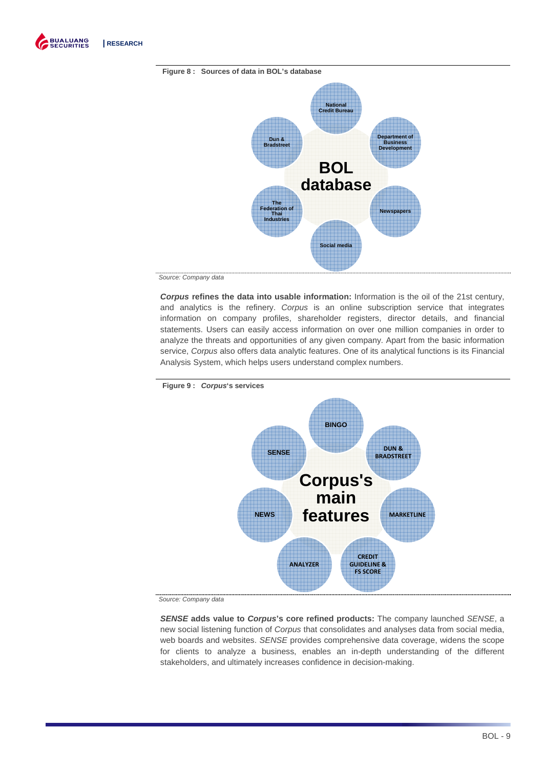**Figure 8 : Sources of data in BOL's database**

BOL database

- National Credit Bureau
- Department of Business Development
- Newspapers
- Social media
- The Federation of Thai Industries
- Dun & Bradstreet

*Source: Company data*

***Corpus* refines the data into usable information:** Information is the oil of the 21st century, and analytics is the refinery. *Corpus* is an online subscription service that integrates information on company profiles, shareholder registers, director details, and financial statements. Users can easily access information on over one million companies in order to analyze the threats and opportunities of any given company. Apart from the basic information service, *Corpus* also offers data analytic features. One of its analytical functions is its Financial Analysis System, which helps users understand complex numbers.

**Figure 9 : *Corpus*'s services**

Corpus's main features

- BINGO
- DUN & BRADSTREET
- MARKETLINE
- CREDIT GUIDELINE & FS SCORE
- ANALYZER
- NEWS
- SENSE

*Source: Company data*

***SENSE* adds value to *Corpus*'s core refined products:** The company launched *SENSE*, a new social listening function of *Corpus* that consolidates and analyses data from social media, web boards and websites. *SENSE* provides comprehensive data coverage, widens the scope for clients to analyze a business, enables an in-depth understanding of the different stakeholders, and ultimately increases confidence in decision-making.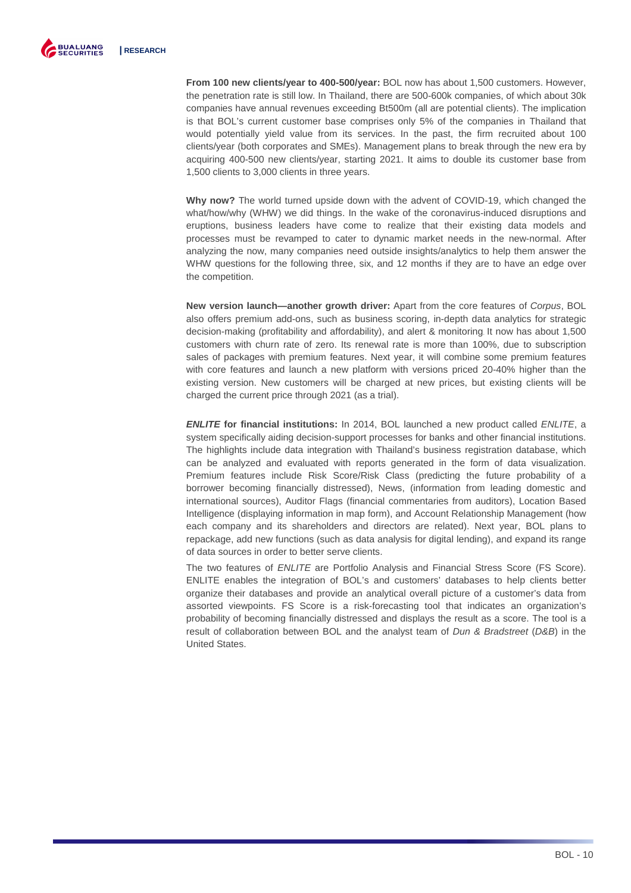**From 100 new clients/year to 400-500/year:** BOL now has about 1,500 customers. However, the penetration rate is still low. In Thailand, there are 500-600k companies, of which about 30k companies have annual revenues exceeding Bt500m (all are potential clients). The implication is that BOL's current customer base comprises only 5% of the companies in Thailand that would potentially yield value from its services. In the past, the firm recruited about 100 clients/year (both corporates and SMEs). Management plans to break through the new era by acquiring 400-500 new clients/year, starting 2021. It aims to double its customer base from 1,500 clients to 3,000 clients in three years.

**Why now?** The world turned upside down with the advent of COVID-19, which changed the what/how/why (WHW) we did things. In the wake of the coronavirus-induced disruptions and eruptions, business leaders have come to realize that their existing data models and processes must be revamped to cater to dynamic market needs in the new-normal. After analyzing the now, many companies need outside insights/analytics to help them answer the WHW questions for the following three, six, and 12 months if they are to have an edge over the competition.

**New version launch—another growth driver:** Apart from the core features of *Corpus*, BOL also offers premium add-ons, such as business scoring, in-depth data analytics for strategic decision-making (profitability and affordability), and alert & monitoring. It now has about 1,500 customers with churn rate of zero. Its renewal rate is more than 100%, due to subscription sales of packages with premium features. Next year, it will combine some premium features with core features and launch a new platform with versions priced 20-40% higher than the existing version. New customers will be charged at new prices, but existing clients will be charged the current price through 2021 (as a trial).

***ENLITE* for financial institutions:** In 2014, BOL launched a new product called *ENLITE*, a system specifically aiding decision-support processes for banks and other financial institutions. The highlights include data integration with Thailand's business registration database, which can be analyzed and evaluated with reports generated in the form of data visualization. Premium features include Risk Score/Risk Class (predicting the future probability of a borrower becoming financially distressed), News, (information from leading domestic and international sources), Auditor Flags (financial commentaries from auditors), Location Based Intelligence (displaying information in map form), and Account Relationship Management (how each company and its shareholders and directors are related). Next year, BOL plans to repackage, add new functions (such as data analysis for digital lending), and expand its range of data sources in order to better serve clients.

The two features of *ENLITE* are Portfolio Analysis and Financial Stress Score (FS Score). ENLITE enables the integration of BOL's and customers' databases to help clients better organize their databases and provide an analytical overall picture of a customer's data from assorted viewpoints. FS Score is a risk-forecasting tool that indicates an organization's probability of becoming financially distressed and displays the result as a score. The tool is a result of collaboration between BOL and the analyst team of *Dun & Bradstreet* (*D&B*) in the United States.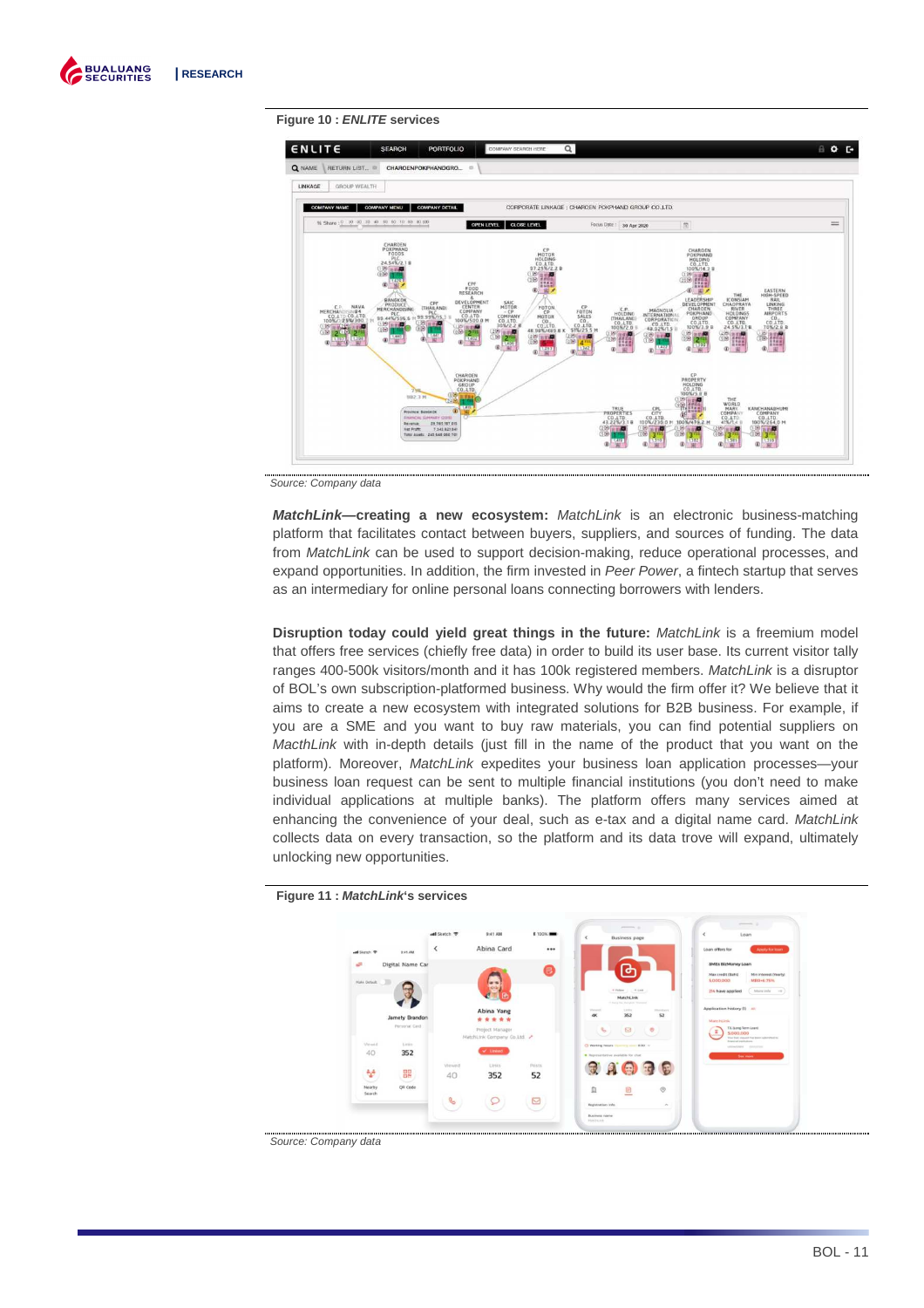**Figure 10 : *ENLITE* services**

Source: Company data

***MatchLink*—creating a new ecosystem:** *MatchLink* is an electronic business-matching platform that facilitates contact between buyers, suppliers, and sources of funding. The data from *MatchLink* can be used to support decision-making, reduce operational processes, and expand opportunities. In addition, the firm invested in *Peer Power*, a fintech startup that serves as an intermediary for online personal loans connecting borrowers with lenders.

**Disruption today could yield great things in the future:** *MatchLink* is a freemium model that offers free services (chiefly free data) in order to build its user base. Its current visitor tally ranges 400-500k visitors/month and it has 100k registered members. *MatchLink* is a disruptor of BOL's own subscription-platformed business. Why would the firm offer it? We believe that it aims to create a new ecosystem with integrated solutions for B2B business. For example, if you are a SME and you want to buy raw materials, you can find potential suppliers on *MacthLink* with in-depth details (just fill in the name of the product that you want on the platform). Moreover, *MatchLink* expedites your business loan application processes—your business loan request can be sent to multiple financial institutions (you don't need to make individual applications at multiple banks). The platform offers many services aimed at enhancing the convenience of your deal, such as e-tax and a digital name card. *MatchLink* collects data on every transaction, so the platform and its data trove will expand, ultimately unlocking new opportunities.

**Figure 11 : *MatchLink*'s services**

Source: Company data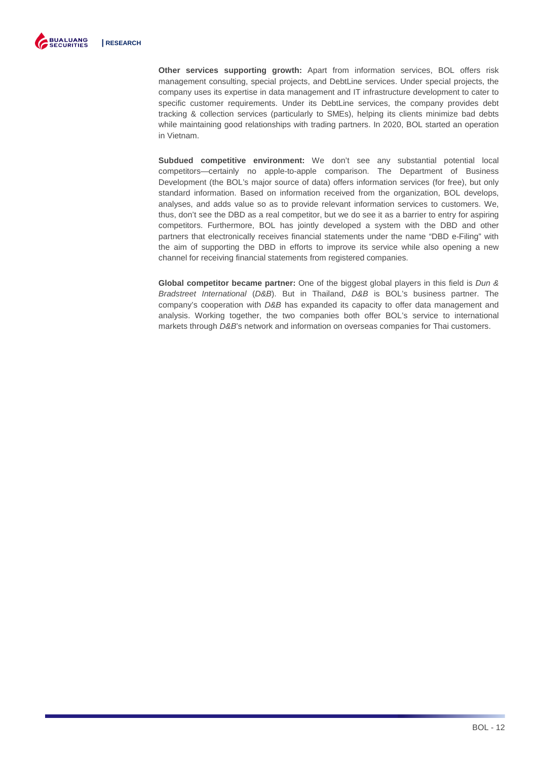**Other services supporting growth:** Apart from information services, BOL offers risk management consulting, special projects, and DebtLine services. Under special projects, the company uses its expertise in data management and IT infrastructure development to cater to specific customer requirements. Under its DebtLine services, the company provides debt tracking & collection services (particularly to SMEs), helping its clients minimize bad debts while maintaining good relationships with trading partners. In 2020, BOL started an operation in Vietnam.

**Subdued competitive environment:** We don't see any substantial potential local competitors—certainly no apple-to-apple comparison. The Department of Business Development (the BOL's major source of data) offers information services (for free), but only standard information. Based on information received from the organization, BOL develops, analyses, and adds value so as to provide relevant information services to customers. We, thus, don't see the DBD as a real competitor, but we do see it as a barrier to entry for aspiring competitors. Furthermore, BOL has jointly developed a system with the DBD and other partners that electronically receives financial statements under the name "DBD e-Filing" with the aim of supporting the DBD in efforts to improve its service while also opening a new channel for receiving financial statements from registered companies.

**Global competitor became partner:** One of the biggest global players in this field is *Dun & Bradstreet International* (*D&B*). But in Thailand, *D&B* is BOL's business partner. The company's cooperation with *D&B* has expanded its capacity to offer data management and analysis. Working together, the two companies both offer BOL's service to international markets through *D&B*'s network and information on overseas companies for Thai customers.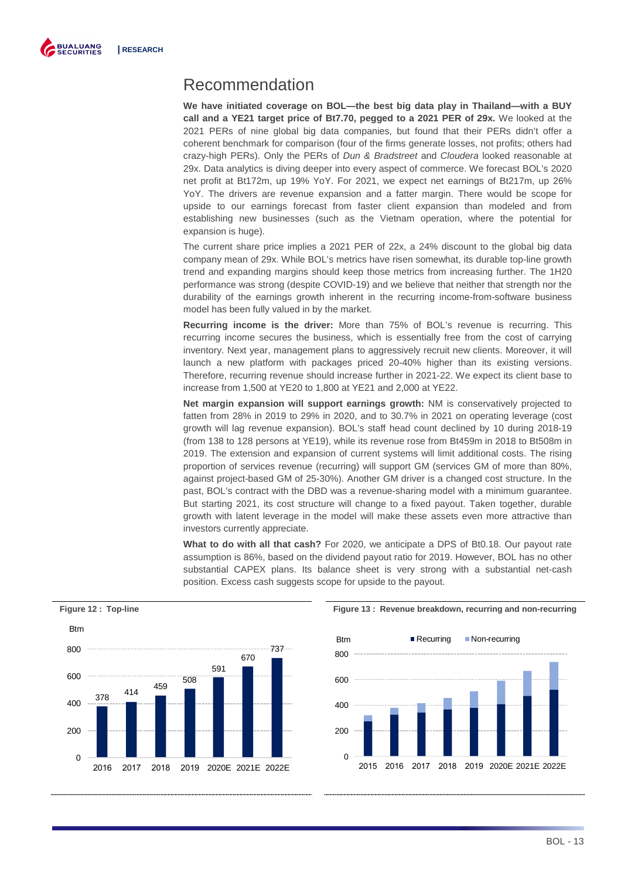## Recommendation

**We have initiated coverage on BOL—the best big data play in Thailand—with a BUY call and a YE21 target price of Bt7.70, pegged to a 2021 PER of 29x.** We looked at the 2021 PERs of nine global big data companies, but found that their PERs didn't offer a coherent benchmark for comparison (four of the firms generate losses, not profits; others had crazy-high PERs). Only the PERs of *Dun & Bradstreet* and *Cloudera* looked reasonable at 29x. Data analytics is diving deeper into every aspect of commerce. We forecast BOL's 2020 net profit at Bt172m, up 19% YoY. For 2021, we expect net earnings of Bt217m, up 26% YoY. The drivers are revenue expansion and a fatter margin. There would be scope for upside to our earnings forecast from faster client expansion than modeled and from establishing new businesses (such as the Vietnam operation, where the potential for expansion is huge).

The current share price implies a 2021 PER of 22x, a 24% discount to the global big data company mean of 29x. While BOL's metrics have risen somewhat, its durable top-line growth trend and expanding margins should keep those metrics from increasing further. The 1H20 performance was strong (despite COVID-19) and we believe that neither that strength nor the durability of the earnings growth inherent in the recurring income-from-software business model has been fully valued in by the market.

**Recurring income is the driver:** More than 75% of BOL's revenue is recurring. This recurring income secures the business, which is essentially free from the cost of carrying inventory. Next year, management plans to aggressively recruit new clients. Moreover, it will launch a new platform with packages priced 20-40% higher than its existing versions. Therefore, recurring revenue should increase further in 2021-22. We expect its client base to increase from 1,500 at YE20 to 1,800 at YE21 and 2,000 at YE22.

**Net margin expansion will support earnings growth:** NM is conservatively projected to fatten from 28% in 2019 to 29% in 2020, and to 30.7% in 2021 on operating leverage (cost growth will lag revenue expansion). BOL's staff head count declined by 10 during 2018-19 (from 138 to 128 persons at YE19), while its revenue rose from Bt459m in 2018 to Bt508m in 2019. The extension and expansion of current systems will limit additional costs. The rising proportion of services revenue (recurring) will support GM (services GM of more than 80%, against project-based GM of 25-30%). Another GM driver is a changed cost structure. In the past, BOL's contract with the DBD was a revenue-sharing model with a minimum guarantee. But starting 2021, its cost structure will change to a fixed payout. Taken together, durable growth with latent leverage in the model will make these assets even more attractive than investors currently appreciate.

**What to do with all that cash?** For 2020, we anticipate a DPS of Bt0.18. Our payout rate assumption is 86%, based on the dividend payout ratio for 2019. However, BOL has no other substantial CAPEX plans. Its balance sheet is very strong with a substantial net-cash position. Excess cash suggests scope for upside to the payout.

**Figure 12 : Top-line**

| Btm | 2016 | 2017 | 2018 | 2019 | 2020E | 2021E | 2022E |
|---|---|---|---|---|---|---|---|
| Revenue | 378 | 414 | 459 | 508 | 591 | 670 | 737 |

**Figure 13 : Revenue breakdown, recurring and non-recurring**

(Stacked bar chart, Btm, 2015–2022E: Recurring and Non-recurring)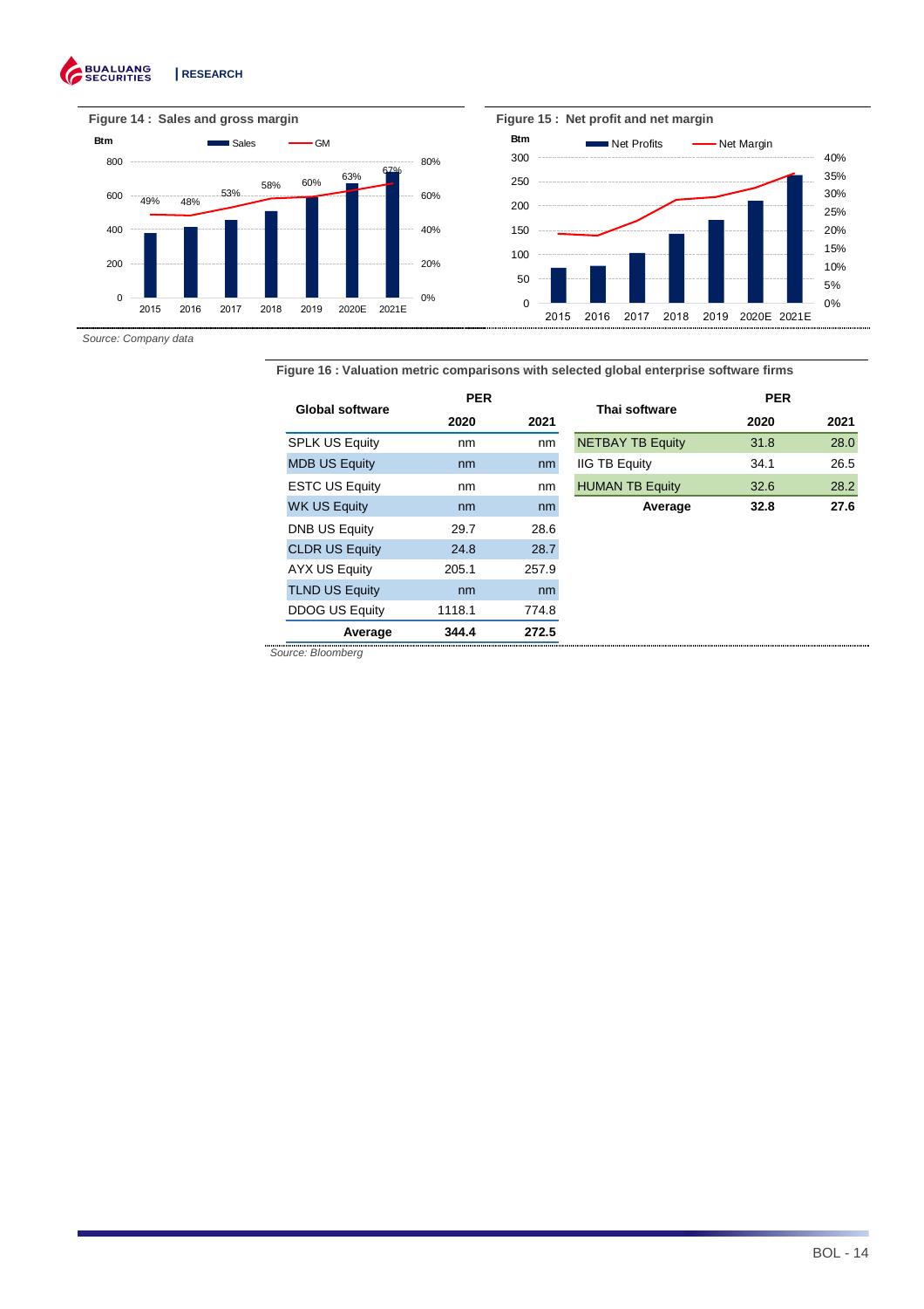**Figure 14 : Sales and gross margin**

**Figure 15 : Net profit and net margin**

*Source: Company data*

**Figure 16 : Valuation metric comparisons with selected global enterprise software firms**

| Global software | PER 2020 | PER 2021 |
|---|---|---|
| SPLK US Equity | nm | nm |
| MDB US Equity | nm | nm |
| ESTC US Equity | nm | nm |
| WK US Equity | nm | nm |
| DNB US Equity | 29.7 | 28.6 |
| CLDR US Equity | 24.8 | 28.7 |
| AYX US Equity | 205.1 | 257.9 |
| TLND US Equity | nm | nm |
| DDOG US Equity | 1118.1 | 774.8 |
| **Average** | **344.4** | **272.5** |

| Thai software | PER 2020 | PER 2021 |
|---|---|---|
| NETBAY TB Equity | 31.8 | 28.0 |
| IIG TB Equity | 34.1 | 26.5 |
| HUMAN TB Equity | 32.6 | 28.2 |
| **Average** | **32.8** | **27.6** |

*Source: Bloomberg*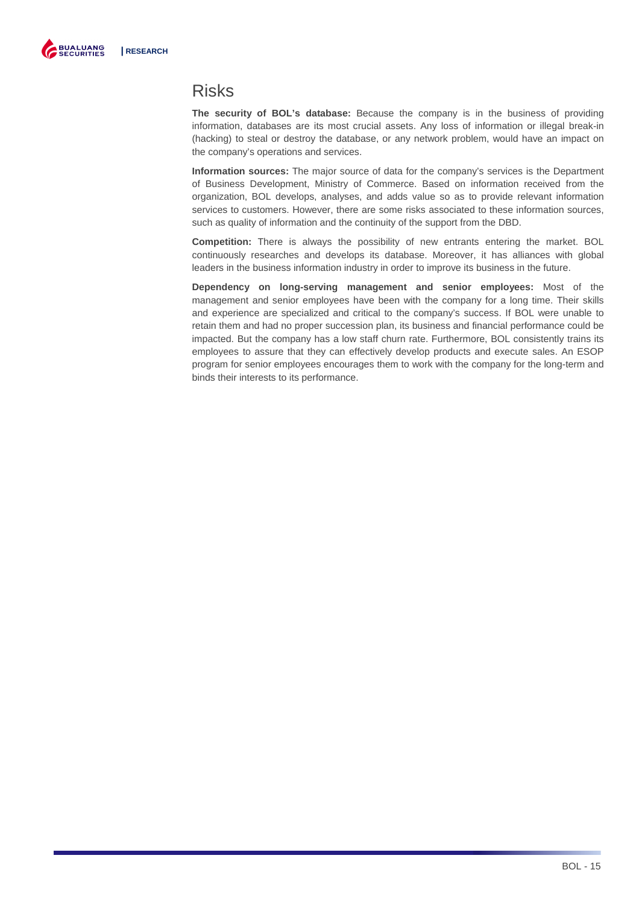# Risks

**The security of BOL's database:** Because the company is in the business of providing information, databases are its most crucial assets. Any loss of information or illegal break-in (hacking) to steal or destroy the database, or any network problem, would have an impact on the company's operations and services.

**Information sources:** The major source of data for the company's services is the Department of Business Development, Ministry of Commerce. Based on information received from the organization, BOL develops, analyses, and adds value so as to provide relevant information services to customers. However, there are some risks associated to these information sources, such as quality of information and the continuity of the support from the DBD.

**Competition:** There is always the possibility of new entrants entering the market. BOL continuously researches and develops its database. Moreover, it has alliances with global leaders in the business information industry in order to improve its business in the future.

**Dependency on long-serving management and senior employees:** Most of the management and senior employees have been with the company for a long time. Their skills and experience are specialized and critical to the company's success. If BOL were unable to retain them and had no proper succession plan, its business and financial performance could be impacted. But the company has a low staff churn rate. Furthermore, BOL consistently trains its employees to assure that they can effectively develop products and execute sales. An ESOP program for senior employees encourages them to work with the company for the long-term and binds their interests to its performance.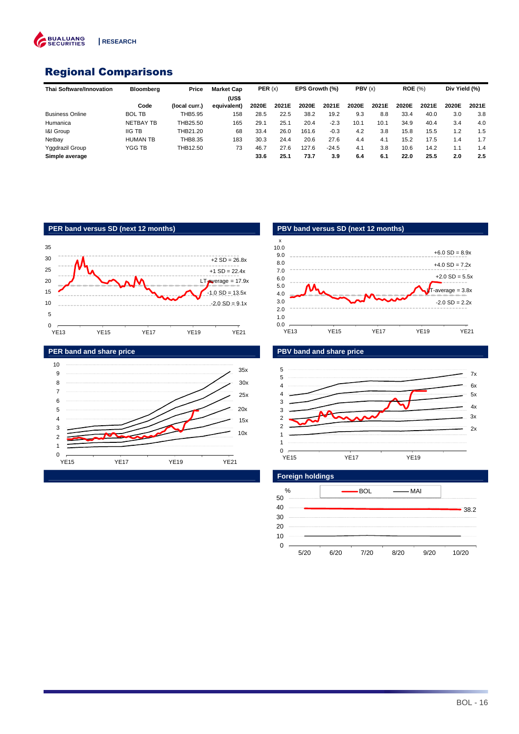## Regional Comparisons

| Thai Software/Innovation | Bloomberg Code | Price (local curr.) | Market Cap (US$ equivalent) | PER (x) 2020E | PER (x) 2021E | EPS Growth (%) 2020E | EPS Growth (%) 2021E | PBV (x) 2020E | PBV (x) 2021E | ROE (%) 2020E | ROE (%) 2021E | Div Yield (%) 2020E | Div Yield (%) 2021E |
|---|---|---|---|---|---|---|---|---|---|---|---|---|---|
| Business Online | BOL TB | THB5.95 | 158 | 28.5 | 22.5 | 38.2 | 19.2 | 9.3 | 8.8 | 33.4 | 40.0 | 3.0 | 3.8 |
| Humanica | NETBAY TB | THB25.50 | 165 | 29.1 | 25.1 | 20.4 | -2.3 | 10.1 | 10.1 | 34.9 | 40.4 | 3.4 | 4.0 |
| I&I Group | IIG TB | THB21.20 | 68 | 33.4 | 26.0 | 161.6 | -0.3 | 4.2 | 3.8 | 15.8 | 15.5 | 1.2 | 1.5 |
| Netbay | HUMAN TB | THB8.35 | 183 | 30.3 | 24.4 | 20.6 | 27.6 | 4.4 | 4.1 | 15.2 | 17.5 | 1.4 | 1.7 |
| Yggdrazil Group | YGG TB | THB12.50 | 73 | 46.7 | 27.6 | 127.6 | -24.5 | 4.1 | 3.8 | 10.6 | 14.2 | 1.1 | 1.4 |
| **Simple average** | | | | **33.6** | **25.1** | **73.7** | **3.9** | **6.4** | **6.1** | **22.0** | **25.5** | **2.0** | **2.5** |

**PER band versus SD (next 12 months)**

**PBV band versus SD (next 12 months)**

**PER band and share price**

**PBV band and share price**

**Foreign holdings**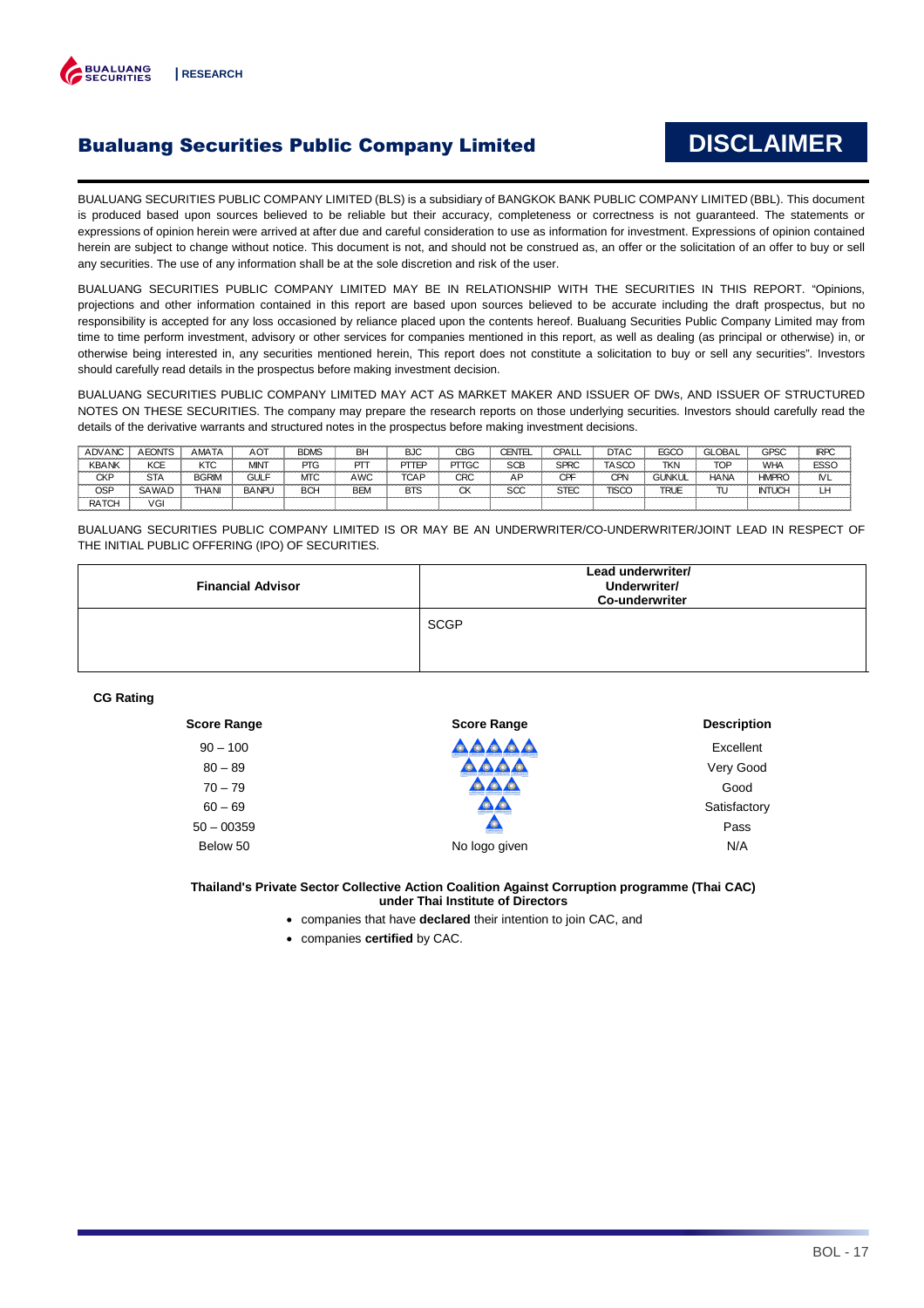## Bualuang Securities Public Company Limited

# DISCLAIMER

BUALUANG SECURITIES PUBLIC COMPANY LIMITED (BLS) is a subsidiary of BANGKOK BANK PUBLIC COMPANY LIMITED (BBL). This document is produced based upon sources believed to be reliable but their accuracy, completeness or correctness is not guaranteed. The statements or expressions of opinion herein were arrived at after due and careful consideration to use as information for investment. Expressions of opinion contained herein are subject to change without notice. This document is not, and should not be construed as, an offer or the solicitation of an offer to buy or sell any securities. The use of any information shall be at the sole discretion and risk of the user.

BUALUANG SECURITIES PUBLIC COMPANY LIMITED MAY BE IN RELATIONSHIP WITH THE SECURITIES IN THIS REPORT. "Opinions, projections and other information contained in this report are based upon sources believed to be accurate including the draft prospectus, but no responsibility is accepted for any loss occasioned by reliance placed upon the contents hereof. Bualuang Securities Public Company Limited may from time to time perform investment, advisory or other services for companies mentioned in this report, as well as dealing (as principal or otherwise) in, or otherwise being interested in, any securities mentioned herein, This report does not constitute a solicitation to buy or sell any securities". Investors should carefully read details in the prospectus before making investment decision.

BUALUANG SECURITIES PUBLIC COMPANY LIMITED MAY ACT AS MARKET MAKER AND ISSUER OF DWs, AND ISSUER OF STRUCTURED NOTES ON THESE SECURITIES. The company may prepare the research reports on those underlying securities. Investors should carefully read the details of the derivative warrants and structured notes in the prospectus before making investment decisions.

| ADVANC | AEONTS | AMATA | AOT | BDMS | BH | BJC | CBG | CENTEL | CPALL | DTAC | EGCO | GLOBAL | GPSC | IRPC |
|---|---|---|---|---|---|---|---|---|---|---|---|---|---|---|
| KBANK | KCE | KTC | MINT | PTG | PTT | PTTEP | PTTGC | SCB | SPRC | TASCO | TKN | TOP | WHA | ESSO |
| CKP | STA | BGRIM | GULF | MTC | AWC | TCAP | CRC | AP | CPF | CPN | GUNKUL | HANA | HMPRO | IVL |
| OSP | SAWAD | THANI | BANPU | BCH | BEM | BTS | CK | SCC | STEC | TISCO | TRUE | TU | INTUCH | LH |
| RATCH | VGI | | | | | | | | | | | | | |

BUALUANG SECURITIES PUBLIC COMPANY LIMITED IS OR MAY BE AN UNDERWRITER/CO-UNDERWRITER/JOINT LEAD IN RESPECT OF THE INITIAL PUBLIC OFFERING (IPO) OF SECURITIES.

| Financial Advisor | Lead underwriter/ Underwriter/ Co-underwriter |
|---|---|
| | SCGP |

**CG Rating**

| Score Range | Score Range | Description |
|---|---|---|
| 90 – 100 | | Excellent |
| 80 – 89 | | Very Good |
| 70 – 79 | | Good |
| 60 – 69 | | Satisfactory |
| 50 – 00359 | | Pass |
| Below 50 | No logo given | N/A |

**Thailand's Private Sector Collective Action Coalition Against Corruption programme (Thai CAC) under Thai Institute of Directors**

- companies that have **declared** their intention to join CAC, and
- companies **certified** by CAC.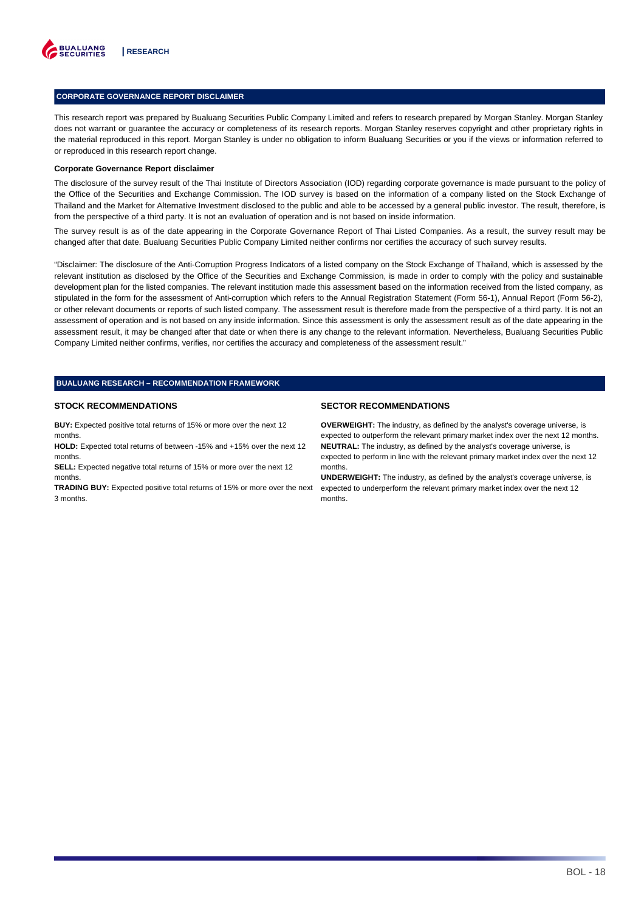## CORPORATE GOVERNANCE REPORT DISCLAIMER

This research report was prepared by Bualuang Securities Public Company Limited and refers to research prepared by Morgan Stanley. Morgan Stanley does not warrant or guarantee the accuracy or completeness of its research reports. Morgan Stanley reserves copyright and other proprietary rights in the material reproduced in this report. Morgan Stanley is under no obligation to inform Bualuang Securities or you if the views or information referred to or reproduced in this research report change.

**Corporate Governance Report disclaimer**

The disclosure of the survey result of the Thai Institute of Directors Association (IOD) regarding corporate governance is made pursuant to the policy of the Office of the Securities and Exchange Commission. The IOD survey is based on the information of a company listed on the Stock Exchange of Thailand and the Market for Alternative Investment disclosed to the public and able to be accessed by a general public investor. The result, therefore, is from the perspective of a third party. It is not an evaluation of operation and is not based on inside information.

The survey result is as of the date appearing in the Corporate Governance Report of Thai Listed Companies. As a result, the survey result may be changed after that date. Bualuang Securities Public Company Limited neither confirms nor certifies the accuracy of such survey results.

"Disclaimer: The disclosure of the Anti-Corruption Progress Indicators of a listed company on the Stock Exchange of Thailand, which is assessed by the relevant institution as disclosed by the Office of the Securities and Exchange Commission, is made in order to comply with the policy and sustainable development plan for the listed companies. The relevant institution made this assessment based on the information received from the listed company, as stipulated in the form for the assessment of Anti-corruption which refers to the Annual Registration Statement (Form 56-1), Annual Report (Form 56-2), or other relevant documents or reports of such listed company. The assessment result is therefore made from the perspective of a third party. It is not an assessment of operation and is not based on any inside information. Since this assessment is only the assessment result as of the date appearing in the assessment result, it may be changed after that date or when there is any change to the relevant information. Nevertheless, Bualuang Securities Public Company Limited neither confirms, verifies, nor certifies the accuracy and completeness of the assessment result."

## BUALUANG RESEARCH – RECOMMENDATION FRAMEWORK

### STOCK RECOMMENDATIONS

**BUY:** Expected positive total returns of 15% or more over the next 12 months.

**HOLD:** Expected total returns of between -15% and +15% over the next 12 months.

**SELL:** Expected negative total returns of 15% or more over the next 12 months.

**TRADING BUY:** Expected positive total returns of 15% or more over the next 3 months.

### SECTOR RECOMMENDATIONS

**OVERWEIGHT:** The industry, as defined by the analyst's coverage universe, is expected to outperform the relevant primary market index over the next 12 months.

**NEUTRAL:** The industry, as defined by the analyst's coverage universe, is expected to perform in line with the relevant primary market index over the next 12 months.

**UNDERWEIGHT:** The industry, as defined by the analyst's coverage universe, is expected to underperform the relevant primary market index over the next 12 months.